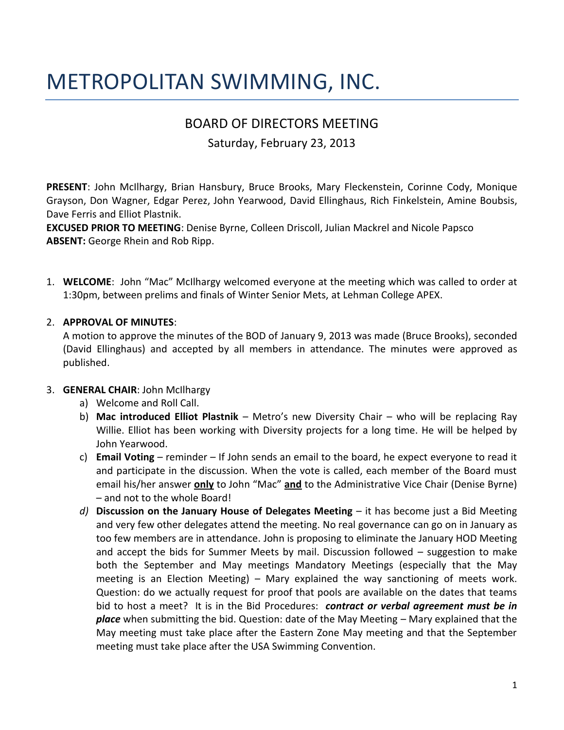# METROPOLITAN SWIMMING, INC.

## BOARD OF DIRECTORS MEETING

Saturday, February 23, 2013

**PRESENT**: John McIlhargy, Brian Hansbury, Bruce Brooks, Mary Fleckenstein, Corinne Cody, Monique Grayson, Don Wagner, Edgar Perez, John Yearwood, David Ellinghaus, Rich Finkelstein, Amine Boubsis, Dave Ferris and Elliot Plastnik.

**EXCUSED PRIOR TO MEETING**: Denise Byrne, Colleen Driscoll, Julian Mackrel and Nicole Papsco

**ABSENT:** George Rhein and Rob Ripp.

1. **WELCOME**: John "Mac" McIlhargy welcomed everyone at the meeting which was called to order at 1:30pm, between prelims and finals of Winter Senior Mets, at Lehman College APEX.

2. **APPROVAL OF MINUTES**:
   A motion to approve the minutes of the BOD of January 9, 2013 was made (Bruce Brooks), seconded (David Ellinghaus) and accepted by all members in attendance. The minutes were approved as published.

3. **GENERAL CHAIR**: John McIlhargy
   a) Welcome and Roll Call.
   b) **Mac introduced Elliot Plastnik** – Metro's new Diversity Chair – who will be replacing Ray Willie. Elliot has been working with Diversity projects for a long time. He will be helped by John Yearwood.
   c) **Email Voting** – reminder – If John sends an email to the board, he expect everyone to read it and participate in the discussion. When the vote is called, each member of the Board must email his/her answer **<u>only</u>** to John "Mac" **<u>and</u>** to the Administrative Vice Chair (Denise Byrne) – and not to the whole Board!
   d) **Discussion on the January House of Delegates Meeting** – it has become just a Bid Meeting and very few other delegates attend the meeting. No real governance can go on in January as too few members are in attendance. John is proposing to eliminate the January HOD Meeting and accept the bids for Summer Meets by mail. Discussion followed – suggestion to make both the September and May meetings Mandatory Meetings (especially that the May meeting is an Election Meeting) – Mary explained the way sanctioning of meets work. Question: do we actually request for proof that pools are available on the dates that teams bid to host a meet? It is in the Bid Procedures: ***contract or verbal agreement must be in place*** when submitting the bid. Question: date of the May Meeting – Mary explained that the May meeting must take place after the Eastern Zone May meeting and that the September meeting must take place after the USA Swimming Convention.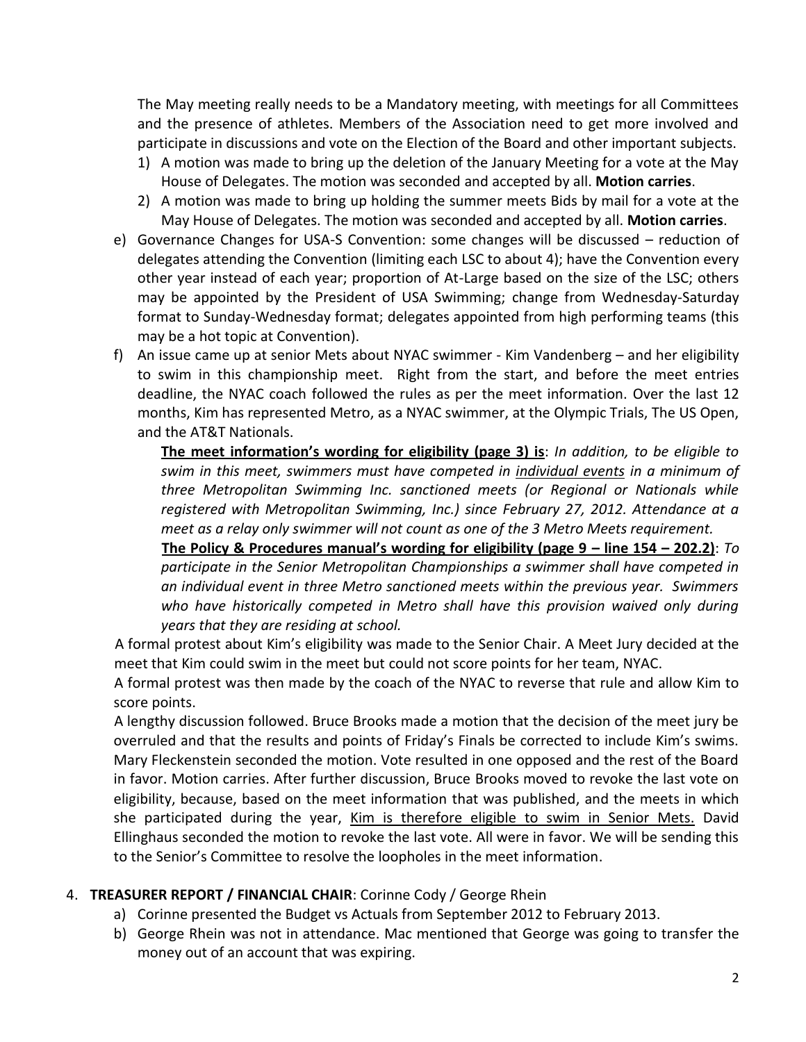The May meeting really needs to be a Mandatory meeting, with meetings for all Committees and the presence of athletes. Members of the Association need to get more involved and participate in discussions and vote on the Election of the Board and other important subjects.

1) A motion was made to bring up the deletion of the January Meeting for a vote at the May House of Delegates. The motion was seconded and accepted by all. **Motion carries**.
2) A motion was made to bring up holding the summer meets Bids by mail for a vote at the May House of Delegates. The motion was seconded and accepted by all. **Motion carries**.

e) Governance Changes for USA-S Convention: some changes will be discussed – reduction of delegates attending the Convention (limiting each LSC to about 4); have the Convention every other year instead of each year; proportion of At-Large based on the size of the LSC; others may be appointed by the President of USA Swimming; change from Wednesday-Saturday format to Sunday-Wednesday format; delegates appointed from high performing teams (this may be a hot topic at Convention).

f) An issue came up at senior Mets about NYAC swimmer - Kim Vandenberg – and her eligibility to swim in this championship meet. Right from the start, and before the meet entries deadline, the NYAC coach followed the rules as per the meet information. Over the last 12 months, Kim has represented Metro, as a NYAC swimmer, at the Olympic Trials, The US Open, and the AT&T Nationals.

**The meet information's wording for eligibility (page 3) is**: *In addition, to be eligible to swim in this meet, swimmers must have competed in individual events in a minimum of three Metropolitan Swimming Inc. sanctioned meets (or Regional or Nationals while registered with Metropolitan Swimming, Inc.) since February 27, 2012. Attendance at a meet as a relay only swimmer will not count as one of the 3 Metro Meets requirement.*

**The Policy & Procedures manual's wording for eligibility (page 9 – line 154 – 202.2)**: *To participate in the Senior Metropolitan Championships a swimmer shall have competed in an individual event in three Metro sanctioned meets within the previous year. Swimmers who have historically competed in Metro shall have this provision waived only during years that they are residing at school.*

A formal protest about Kim's eligibility was made to the Senior Chair. A Meet Jury decided at the meet that Kim could swim in the meet but could not score points for her team, NYAC.

A formal protest was then made by the coach of the NYAC to reverse that rule and allow Kim to score points.

A lengthy discussion followed. Bruce Brooks made a motion that the decision of the meet jury be overruled and that the results and points of Friday's Finals be corrected to include Kim's swims. Mary Fleckenstein seconded the motion. Vote resulted in one opposed and the rest of the Board in favor. Motion carries. After further discussion, Bruce Brooks moved to revoke the last vote on eligibility, because, based on the meet information that was published, and the meets in which she participated during the year, Kim is therefore eligible to swim in Senior Mets. David Ellinghaus seconded the motion to revoke the last vote. All were in favor. We will be sending this to the Senior's Committee to resolve the loopholes in the meet information.

4. **TREASURER REPORT / FINANCIAL CHAIR**: Corinne Cody / George Rhein
   a) Corinne presented the Budget vs Actuals from September 2012 to February 2013.
   b) George Rhein was not in attendance. Mac mentioned that George was going to transfer the money out of an account that was expiring.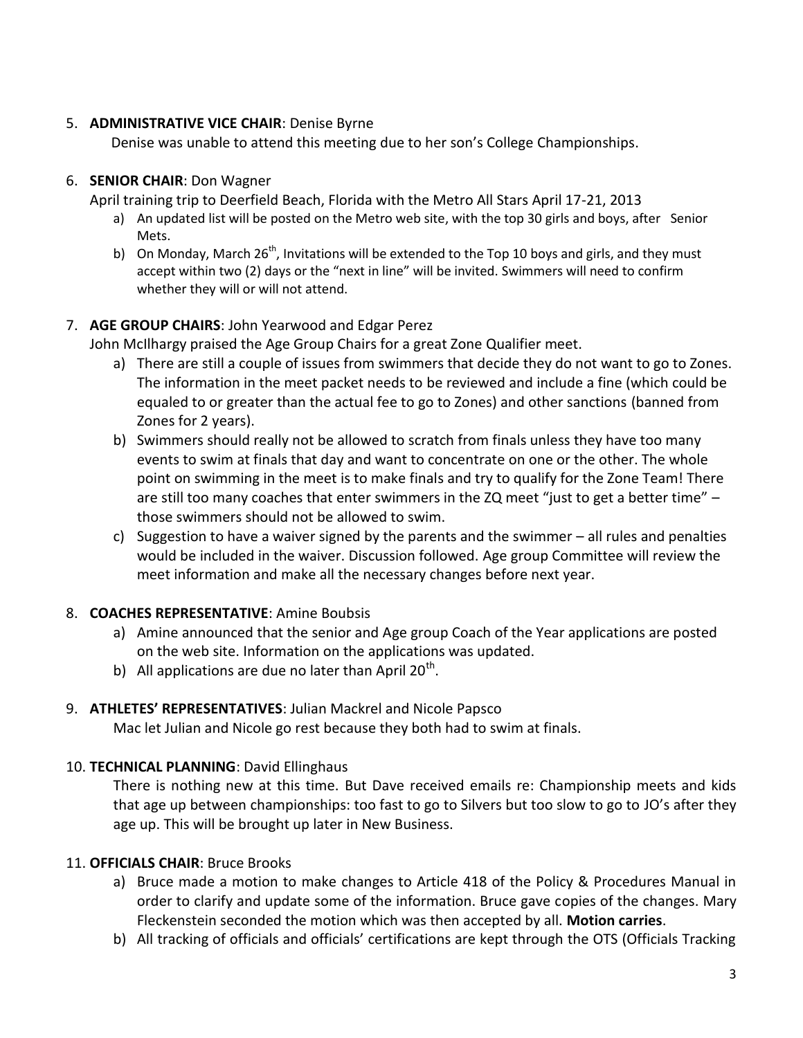5. **ADMINISTRATIVE VICE CHAIR**: Denise Byrne

   Denise was unable to attend this meeting due to her son's College Championships.

6. **SENIOR CHAIR**: Don Wagner

   April training trip to Deerfield Beach, Florida with the Metro All Stars April 17-21, 2013

   a) An updated list will be posted on the Metro web site, with the top 30 girls and boys, after Senior Mets.
   b) On Monday, March 26th, Invitations will be extended to the Top 10 boys and girls, and they must accept within two (2) days or the "next in line" will be invited. Swimmers will need to confirm whether they will or will not attend.

7. **AGE GROUP CHAIRS**: John Yearwood and Edgar Perez

   John McIlhargy praised the Age Group Chairs for a great Zone Qualifier meet.

   a) There are still a couple of issues from swimmers that decide they do not want to go to Zones. The information in the meet packet needs to be reviewed and include a fine (which could be equaled to or greater than the actual fee to go to Zones) and other sanctions (banned from Zones for 2 years).
   b) Swimmers should really not be allowed to scratch from finals unless they have too many events to swim at finals that day and want to concentrate on one or the other. The whole point on swimming in the meet is to make finals and try to qualify for the Zone Team! There are still too many coaches that enter swimmers in the ZQ meet "just to get a better time" – those swimmers should not be allowed to swim.
   c) Suggestion to have a waiver signed by the parents and the swimmer – all rules and penalties would be included in the waiver. Discussion followed. Age group Committee will review the meet information and make all the necessary changes before next year.

8. **COACHES REPRESENTATIVE**: Amine Boubsis

   a) Amine announced that the senior and Age group Coach of the Year applications are posted on the web site. Information on the applications was updated.
   b) All applications are due no later than April 20th.

9. **ATHLETES' REPRESENTATIVES**: Julian Mackrel and Nicole Papsco

   Mac let Julian and Nicole go rest because they both had to swim at finals.

10. **TECHNICAL PLANNING**: David Ellinghaus

    There is nothing new at this time. But Dave received emails re: Championship meets and kids that age up between championships: too fast to go to Silvers but too slow to go to JO's after they age up. This will be brought up later in New Business.

11. **OFFICIALS CHAIR**: Bruce Brooks

    a) Bruce made a motion to make changes to Article 418 of the Policy & Procedures Manual in order to clarify and update some of the information. Bruce gave copies of the changes. Mary Fleckenstein seconded the motion which was then accepted by all. **Motion carries**.
    b) All tracking of officials and officials' certifications are kept through the OTS (Officials Tracking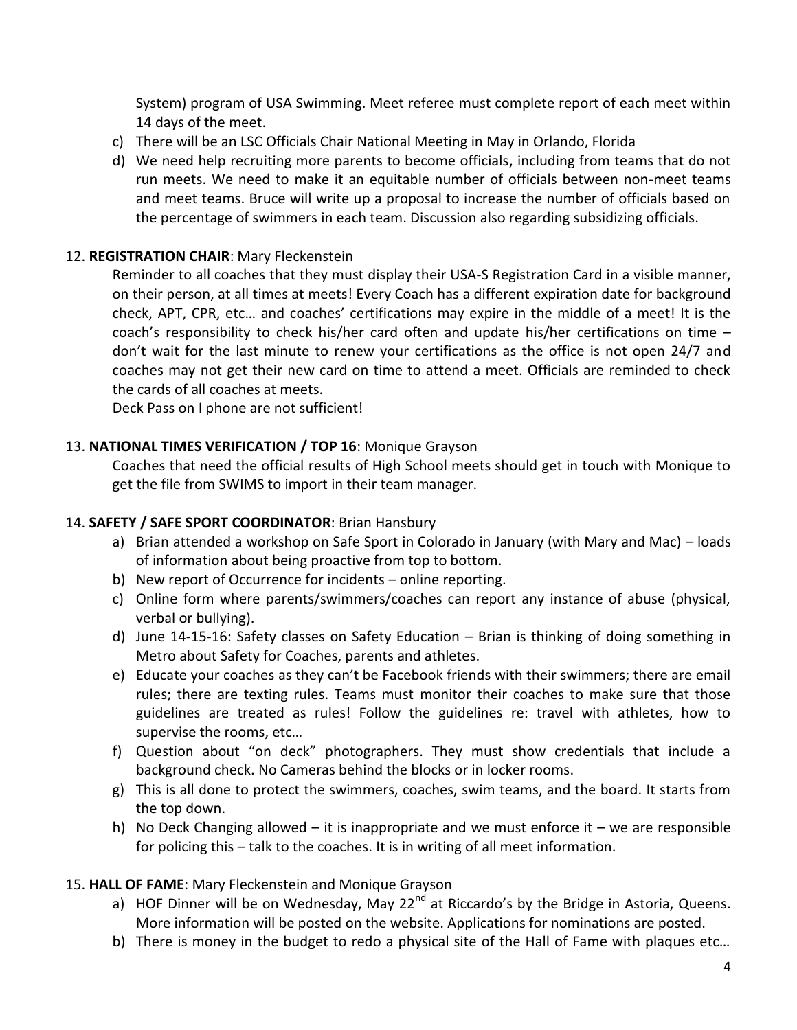System) program of USA Swimming. Meet referee must complete report of each meet within 14 days of the meet.

c) There will be an LSC Officials Chair National Meeting in May in Orlando, Florida

d) We need help recruiting more parents to become officials, including from teams that do not run meets. We need to make it an equitable number of officials between non-meet teams and meet teams. Bruce will write up a proposal to increase the number of officials based on the percentage of swimmers in each team. Discussion also regarding subsidizing officials.

12. **REGISTRATION CHAIR**: Mary Fleckenstein

Reminder to all coaches that they must display their USA-S Registration Card in a visible manner, on their person, at all times at meets! Every Coach has a different expiration date for background check, APT, CPR, etc… and coaches' certifications may expire in the middle of a meet! It is the coach's responsibility to check his/her card often and update his/her certifications on time – don't wait for the last minute to renew your certifications as the office is not open 24/7 and coaches may not get their new card on time to attend a meet. Officials are reminded to check the cards of all coaches at meets.

Deck Pass on I phone are not sufficient!

13. **NATIONAL TIMES VERIFICATION / TOP 16**: Monique Grayson

Coaches that need the official results of High School meets should get in touch with Monique to get the file from SWIMS to import in their team manager.

14. **SAFETY / SAFE SPORT COORDINATOR**: Brian Hansbury

a) Brian attended a workshop on Safe Sport in Colorado in January (with Mary and Mac) – loads of information about being proactive from top to bottom.

b) New report of Occurrence for incidents – online reporting.

c) Online form where parents/swimmers/coaches can report any instance of abuse (physical, verbal or bullying).

d) June 14-15-16: Safety classes on Safety Education – Brian is thinking of doing something in Metro about Safety for Coaches, parents and athletes.

e) Educate your coaches as they can't be Facebook friends with their swimmers; there are email rules; there are texting rules. Teams must monitor their coaches to make sure that those guidelines are treated as rules! Follow the guidelines re: travel with athletes, how to supervise the rooms, etc…

f) Question about "on deck" photographers. They must show credentials that include a background check. No Cameras behind the blocks or in locker rooms.

g) This is all done to protect the swimmers, coaches, swim teams, and the board. It starts from the top down.

h) No Deck Changing allowed – it is inappropriate and we must enforce it – we are responsible for policing this – talk to the coaches. It is in writing of all meet information.

15. **HALL OF FAME**: Mary Fleckenstein and Monique Grayson

a) HOF Dinner will be on Wednesday, May 22nd at Riccardo's by the Bridge in Astoria, Queens. More information will be posted on the website. Applications for nominations are posted.

b) There is money in the budget to redo a physical site of the Hall of Fame with plaques etc…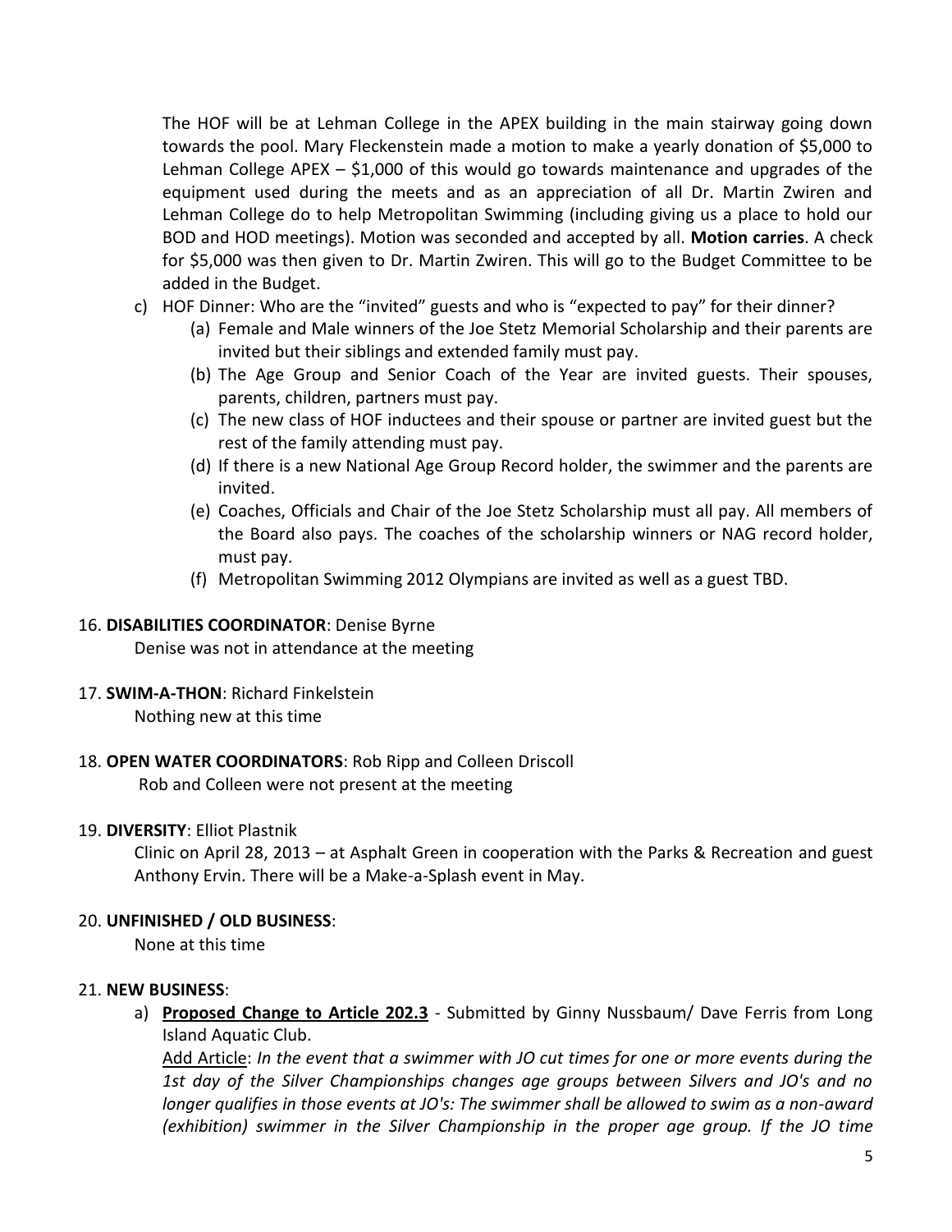The HOF will be at Lehman College in the APEX building in the main stairway going down towards the pool. Mary Fleckenstein made a motion to make a yearly donation of $5,000 to Lehman College APEX – $1,000 of this would go towards maintenance and upgrades of the equipment used during the meets and as an appreciation of all Dr. Martin Zwiren and Lehman College do to help Metropolitan Swimming (including giving us a place to hold our BOD and HOD meetings). Motion was seconded and accepted by all. **Motion carries**. A check for $5,000 was then given to Dr. Martin Zwiren. This will go to the Budget Committee to be added in the Budget.

c) HOF Dinner: Who are the "invited" guests and who is "expected to pay" for their dinner?
   (a) Female and Male winners of the Joe Stetz Memorial Scholarship and their parents are invited but their siblings and extended family must pay.
   (b) The Age Group and Senior Coach of the Year are invited guests. Their spouses, parents, children, partners must pay.
   (c) The new class of HOF inductees and their spouse or partner are invited guest but the rest of the family attending must pay.
   (d) If there is a new National Age Group Record holder, the swimmer and the parents are invited.
   (e) Coaches, Officials and Chair of the Joe Stetz Scholarship must all pay. All members of the Board also pays. The coaches of the scholarship winners or NAG record holder, must pay.
   (f) Metropolitan Swimming 2012 Olympians are invited as well as a guest TBD.

16. **DISABILITIES COORDINATOR**: Denise Byrne

    Denise was not in attendance at the meeting

17. **SWIM-A-THON**: Richard Finkelstein

    Nothing new at this time

18. **OPEN WATER COORDINATORS**: Rob Ripp and Colleen Driscoll

    Rob and Colleen were not present at the meeting

19. **DIVERSITY**: Elliot Plastnik

    Clinic on April 28, 2013 – at Asphalt Green in cooperation with the Parks & Recreation and guest Anthony Ervin. There will be a Make-a-Splash event in May.

20. **UNFINISHED / OLD BUSINESS**:

    None at this time

21. **NEW BUSINESS**:

    a) **Proposed Change to Article 202.3** - Submitted by Ginny Nussbaum/ Dave Ferris from Long Island Aquatic Club.

    Add Article: *In the event that a swimmer with JO cut times for one or more events during the 1st day of the Silver Championships changes age groups between Silvers and JO's and no longer qualifies in those events at JO's: The swimmer shall be allowed to swim as a non-award (exhibition) swimmer in the Silver Championship in the proper age group. If the JO time*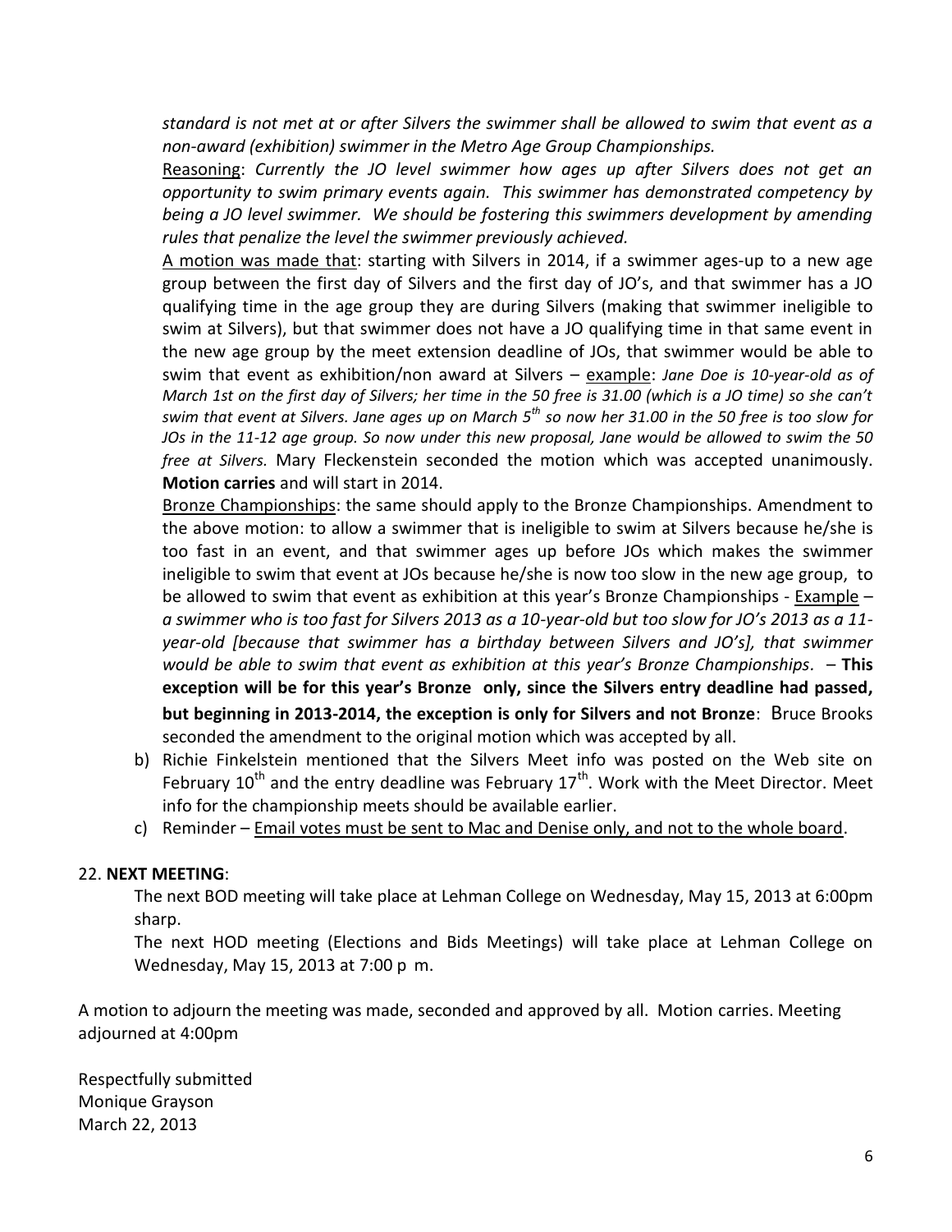*standard is not met at or after Silvers the swimmer shall be allowed to swim that event as a non-award (exhibition) swimmer in the Metro Age Group Championships.*

Reasoning: *Currently the JO level swimmer how ages up after Silvers does not get an opportunity to swim primary events again. This swimmer has demonstrated competency by being a JO level swimmer. We should be fostering this swimmers development by amending rules that penalize the level the swimmer previously achieved.*

A motion was made that: starting with Silvers in 2014, if a swimmer ages-up to a new age group between the first day of Silvers and the first day of JO's, and that swimmer has a JO qualifying time in the age group they are during Silvers (making that swimmer ineligible to swim at Silvers), but that swimmer does not have a JO qualifying time in that same event in the new age group by the meet extension deadline of JOs, that swimmer would be able to swim that event as exhibition/non award at Silvers – example: *Jane Doe is 10-year-old as of March 1st on the first day of Silvers; her time in the 50 free is 31.00 (which is a JO time) so she can't swim that event at Silvers. Jane ages up on March 5th so now her 31.00 in the 50 free is too slow for JOs in the 11-12 age group. So now under this new proposal, Jane would be allowed to swim the 50 free at Silvers.* Mary Fleckenstein seconded the motion which was accepted unanimously. **Motion carries** and will start in 2014.

Bronze Championships: the same should apply to the Bronze Championships. Amendment to the above motion: to allow a swimmer that is ineligible to swim at Silvers because he/she is too fast in an event, and that swimmer ages up before JOs which makes the swimmer ineligible to swim that event at JOs because he/she is now too slow in the new age group, to be allowed to swim that event as exhibition at this year's Bronze Championships - Example – *a swimmer who is too fast for Silvers 2013 as a 10-year-old but too slow for JO's 2013 as a 11-year-old [because that swimmer has a birthday between Silvers and JO's], that swimmer would be able to swim that event as exhibition at this year's Bronze Championships.* – **This exception will be for this year's Bronze only, since the Silvers entry deadline had passed, but beginning in 2013-2014, the exception is only for Silvers and not Bronze**: Bruce Brooks seconded the amendment to the original motion which was accepted by all.

b) Richie Finkelstein mentioned that the Silvers Meet info was posted on the Web site on February 10th and the entry deadline was February 17th. Work with the Meet Director. Meet info for the championship meets should be available earlier.
c) Reminder – Email votes must be sent to Mac and Denise only, and not to the whole board.

22. **NEXT MEETING**:

The next BOD meeting will take place at Lehman College on Wednesday, May 15, 2013 at 6:00pm sharp.

The next HOD meeting (Elections and Bids Meetings) will take place at Lehman College on Wednesday, May 15, 2013 at 7:00 p m.

A motion to adjourn the meeting was made, seconded and approved by all. Motion carries. Meeting adjourned at 4:00pm

Respectfully submitted
Monique Grayson
March 22, 2013